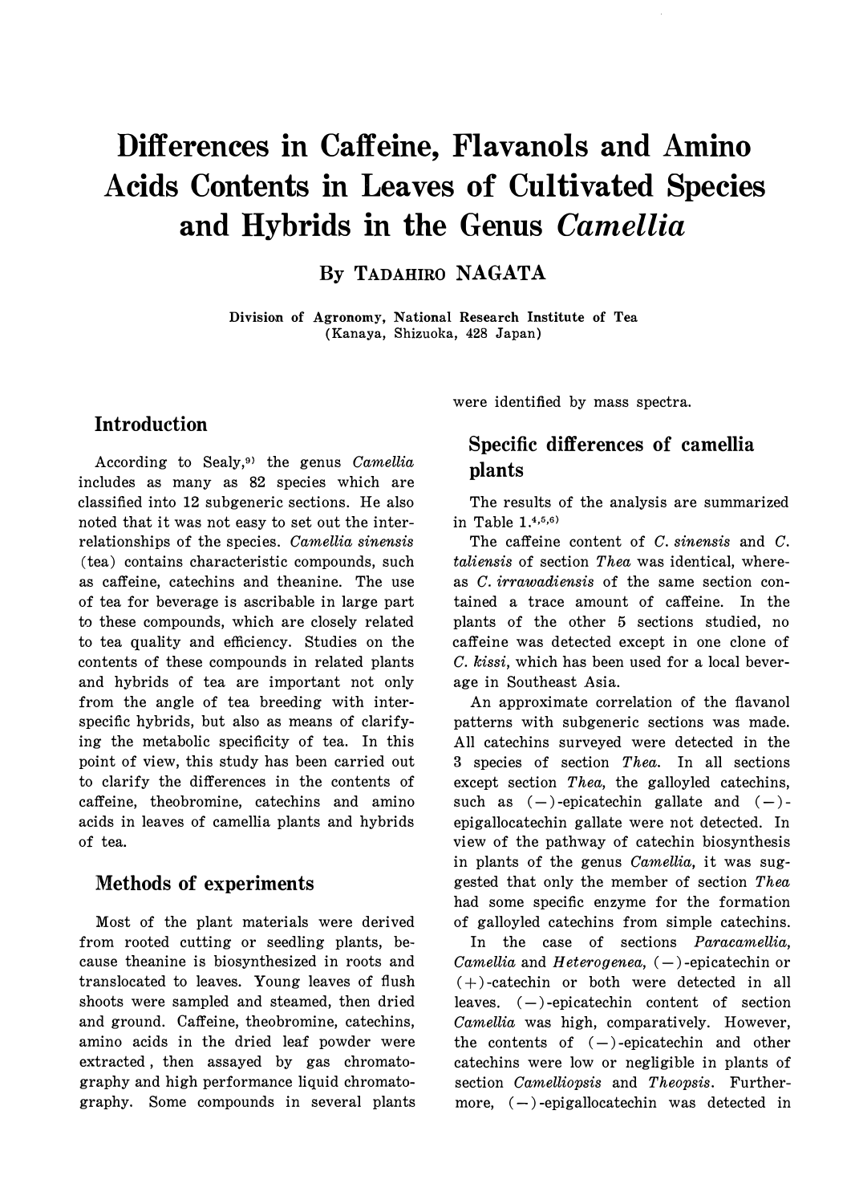# Differences in Caffeine, Flavanols and Amino Acids Contents in Leaves of Cultivated Species and Hybrids in the Genus *Camellia*

By TADAHIRO NAGATA

Division of Agronomy, National Research Institute of Tea (Kanaya, Shizuoka, 428 Japan)

## Introduction

According to Sealy,[9] the genus *Camellia* includes as many as 82 species which are classified into 12 subgeneric sections. He also noted that it was not easy to set out the inter-relationships of the species. *Camellia sinensis* (tea) contains characteristic compounds, such as caffeine, catechins and theanine. The use of tea for beverage is ascribable in large part to these compounds, which are closely related to tea quality and efficiency. Studies on the contents of these compounds in related plants and hybrids of tea are important not only from the angle of tea breeding with inter-specific hybrids, but also as means of clarifying the metabolic specificity of tea. In this point of view, this study has been carried out to clarify the differences in the contents of caffeine, theobromine, catechins and amino acids in leaves of camellia plants and hybrids of tea.

## Methods of experiments

Most of the plant materials were derived from rooted cutting or seedling plants, because theanine is biosynthesized in roots and translocated to leaves. Young leaves of flush shoots were sampled and steamed, then dried and ground. Caffeine, theobromine, catechins, amino acids in the dried leaf powder were extracted, then assayed by gas chromatography and high performance liquid chromatography. Some compounds in several plants were identified by mass spectra.

## Specific differences of camellia plants

The results of the analysis are summarized in Table 1.[4,5,6]

The caffeine content of *C. sinensis* and *C. taliensis* of section *Thea* was identical, whereas *C. irrawadiensis* of the same section contained a trace amount of caffeine. In the plants of the other 5 sections studied, no caffeine was detected except in one clone of *C. kissi*, which has been used for a local beverage in Southeast Asia.

An approximate correlation of the flavanol patterns with subgeneric sections was made. All catechins surveyed were detected in the 3 species of section *Thea*. In all sections except section *Thea*, the galloyled catechins, such as (−)-epicatechin gallate and (−)-epigallocatechin gallate were not detected. In view of the pathway of catechin biosynthesis in plants of the genus *Camellia*, it was suggested that only the member of section *Thea* had some specific enzyme for the formation of galloyled catechins from simple catechins.

In the case of sections *Paracamellia*, *Camellia* and *Heterogenea*, (−)-epicatechin or (+)-catechin or both were detected in all leaves. (−)-epicatechin content of section *Camellia* was high, comparatively. However, the contents of (−)-epicatechin and other catechins were low or negligible in plants of section *Camelliopsis* and *Theopsis*. Furthermore, (−)-epigallocatechin was detected in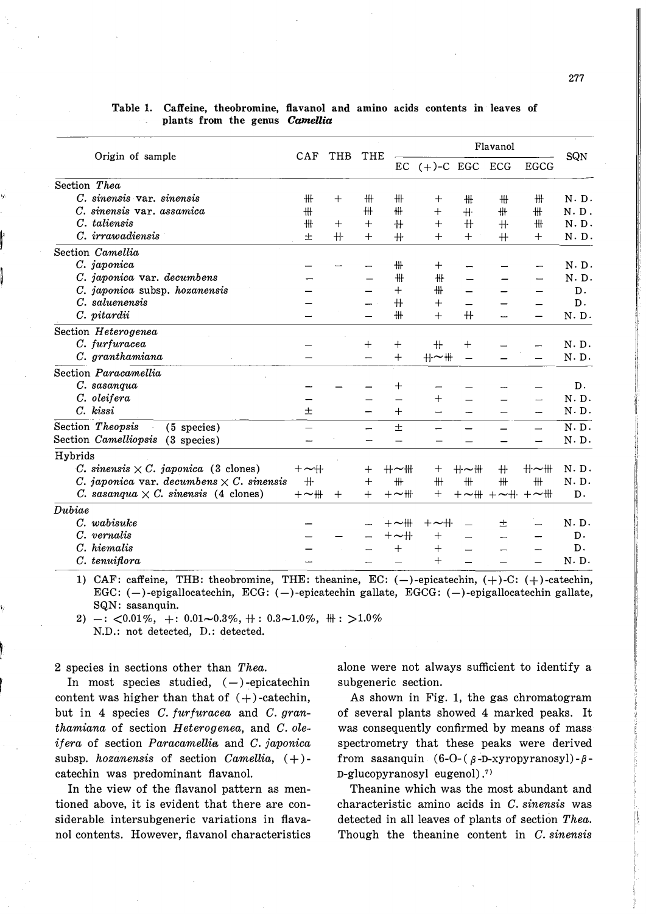Table 1. Caffeine, theobromine, flavanol and amino acids contents in leaves of plants from the genus *Camellia*

| Origin of sample | CAF | THB | THE | Flavanol | | | | | SQN |
|---|---|---|---|---|---|---|---|---|---|
| | | | | EC | (+)-C | EGC | ECG | EGCG | |
| Section *Thea* | | | | | | | | | |
| *C. sinensis* var. *sinensis* | ⧻ | + | ⧻ | ⧻ | + | ⧻ | ⧻ | ⧻ | N. D. |
| *C. sinensis* var. *assamica* | ⧻ | | ⧻ | ⧻ | + | ++ | ⧻ | ⧻ | N. D. |
| *C. taliensis* | ⧻ | + | + | ++ | + | ++ | ++ | ⧻ | N. D. |
| *C. irrawadiensis* | ± | ++ | + | ++ | + | + | ++ | + | N. D. |
| Section *Camellia* | | | | | | | | | |
| *C. japonica* | − | − | − | ⧻ | + | − | − | − | N. D. |
| *C. japonica* var. *decumbens* | − | | − | ⧻ | ⧻ | − | − | − | N. D. |
| *C. japonica* subsp. *hozanensis* | − | | − | + | ⧻ | − | − | − | D. |
| *C. saluenensis* | − | | − | ++ | + | − | − | − | D. |
| *C. pitardii* | − | | − | ⧻ | + | ++ | − | − | N. D. |
| Section *Heterogenea* | | | | | | | | | |
| *C. furfuracea* | − | | + | + | ++ | + | − | − | N. D. |
| *C. granthamiana* | − | | − | + | ++〜⧻ | − | − | − | N. D. |
| Section *Paracamellia* | | | | | | | | | |
| *C. sasanqua* | − | − | − | + | − | − | − | − | D. |
| *C. oleifera* | − | | − | − | + | − | − | − | N. D. |
| *C. kissi* | ± | | − | + | − | − | − | − | N. D. |
| Section *Theopsis* (5 species) | − | | − | ± | − | − | − | − | N. D. |
| Section *Camelliopsis* (3 species) | − | | − | − | − | − | − | − | N. D. |
| Hybrids | | | | | | | | | |
| *C. sinensis* × *C. japonica* (3 clones) | +〜++ | | + | ++〜⧻ | + | ++〜⧻ | ++ | ++〜⧻ | N. D. |
| *C. japonica* var. *decumbens* × *C. sinensis* | ++ | | + | ⧻ | ⧻ | ⧻ | ⧻ | ⧻ | N. D. |
| *C. sasanqua* × *C. sinensis* (4 clones) | +〜⧻ | + | + | +〜⧻ | + | +〜⧻ | +〜++ | +〜⧻ | D. |
| *Dubiae* | | | | | | | | | |
| *C. wabisuke* | − | | − | +〜⧻ | +〜++ | − | ± | − | N. D. |
| *C. vernalis* | − | − | − | +〜++ | + | − | − | − | D. |
| *C. hiemalis* | − | | − | + | + | − | − | − | D. |
| *C. tenuiflora* | − | | − | − | + | − | − | − | N. D. |

1) CAF: caffeine, THB: theobromine, THE: theanine, EC: (−)-epicatechin, (+)-C: (+)-catechin, EGC: (−)-epigallocatechin, ECG: (−)-epicatechin gallate, EGCG: (−)-epigallocatechin gallate, SQN: sasanquin.

2) −: <0.01%, +: 0.01〜0.3%, ++: 0.3〜1.0%, ⧻: >1.0%
N.D.: not detected, D.: detected.

2 species in sections other than *Thea*.

In most species studied, (−)-epicatechin content was higher than that of (+)-catechin, but in 4 species *C. furfuracea* and *C. granthamiana* of section *Heterogenea*, and *C. oleifera* of section *Paracamellia* and *C. japonica* subsp. *hozanensis* of section *Camellia*, (+)-catechin was predominant flavanol.

In the view of the flavanol pattern as mentioned above, it is evident that there are considerable intersubgeneric variations in flavanol contents. However, flavanol characteristics alone were not always sufficient to identify a subgeneric section.

As shown in Fig. 1, the gas chromatogram of several plants showed 4 marked peaks. It was consequently confirmed by means of mass spectrometry that these peaks were derived from sasanquin (6-O-(β-D-xyropyranosyl)-β-D-glucopyranosyl eugenol).[7]

Theanine which was the most abundant and characteristic amino acids in *C. sinensis* was detected in all leaves of plants of section *Thea*. Though the theanine content in *C. sinensis*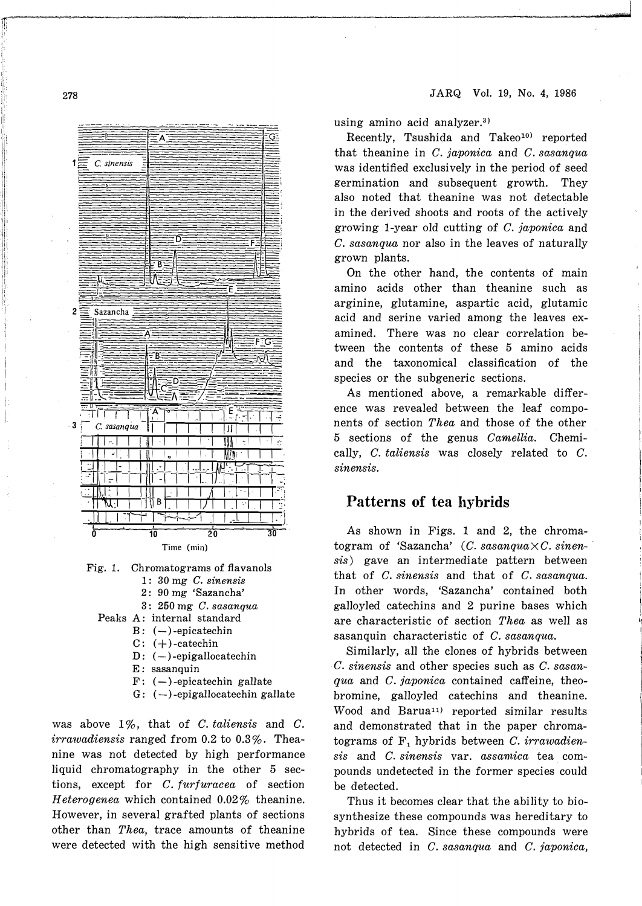Fig. 1. Chromatograms of flavanols
1: 30 mg *C. sinensis*
2: 90 mg 'Sazancha'
3: 250 mg *C. sasanqua*
Peaks A: internal standard
B: (−)-epicatechin
C: (+)-catechin
D: (−)-epigallocatechin
E: sasanquin
F: (−)-epicatechin gallate
G: (−)-epigallocatechin gallate

was above 1%, that of *C. taliensis* and *C. irrawadiensis* ranged from 0.2 to 0.3%. Theanine was not detected by high performance liquid chromatography in the other 5 sections, except for *C. furfuracea* of section *Heterogenea* which contained 0.02% theanine. However, in several grafted plants of sections other than *Thea*, trace amounts of theanine were detected with the high sensitive method using amino acid analyzer.[3]

Recently, Tsushida and Takeo[10] reported that theanine in *C. japonica* and *C. sasanqua* was identified exclusively in the period of seed germination and subsequent growth. They also noted that theanine was not detectable in the derived shoots and roots of the actively growing 1-year old cutting of *C. japonica* and *C. sasanqua* nor also in the leaves of naturally grown plants.

On the other hand, the contents of main amino acids other than theanine such as arginine, glutamine, aspartic acid, glutamic acid and serine varied among the leaves examined. There was no clear correlation between the contents of these 5 amino acids and the taxonomical classification of the species or the subgeneric sections.

As mentioned above, a remarkable difference was revealed between the leaf components of section *Thea* and those of the other 5 sections of the genus *Camellia*. Chemically, *C. taliensis* was closely related to *C. sinensis*.

## Patterns of tea hybrids

As shown in Figs. 1 and 2, the chromatogram of 'Sazancha' (*C. sasanqua*×*C. sinensis*) gave an intermediate pattern between that of *C. sinensis* and that of *C. sasanqua*. In other words, 'Sazancha' contained both galloyled catechins and 2 purine bases which are characteristic of section *Thea* as well as sasanquin characteristic of *C. sasanqua*.

Similarly, all the clones of hybrids between *C. sinensis* and other species such as *C. sasanqua* and *C. japonica* contained caffeine, theobromine, galloyled catechins and theanine. Wood and Barua[11] reported similar results and demonstrated that in the paper chromatograms of $F_1$ hybrids between *C. irrawadiensis* and *C. sinensis* var. *assamica* tea compounds undetected in the former species could be detected.

Thus it becomes clear that the ability to biosynthesize these compounds was hereditary to hybrids of tea. Since these compounds were not detected in *C. sasanqua* and *C. japonica*,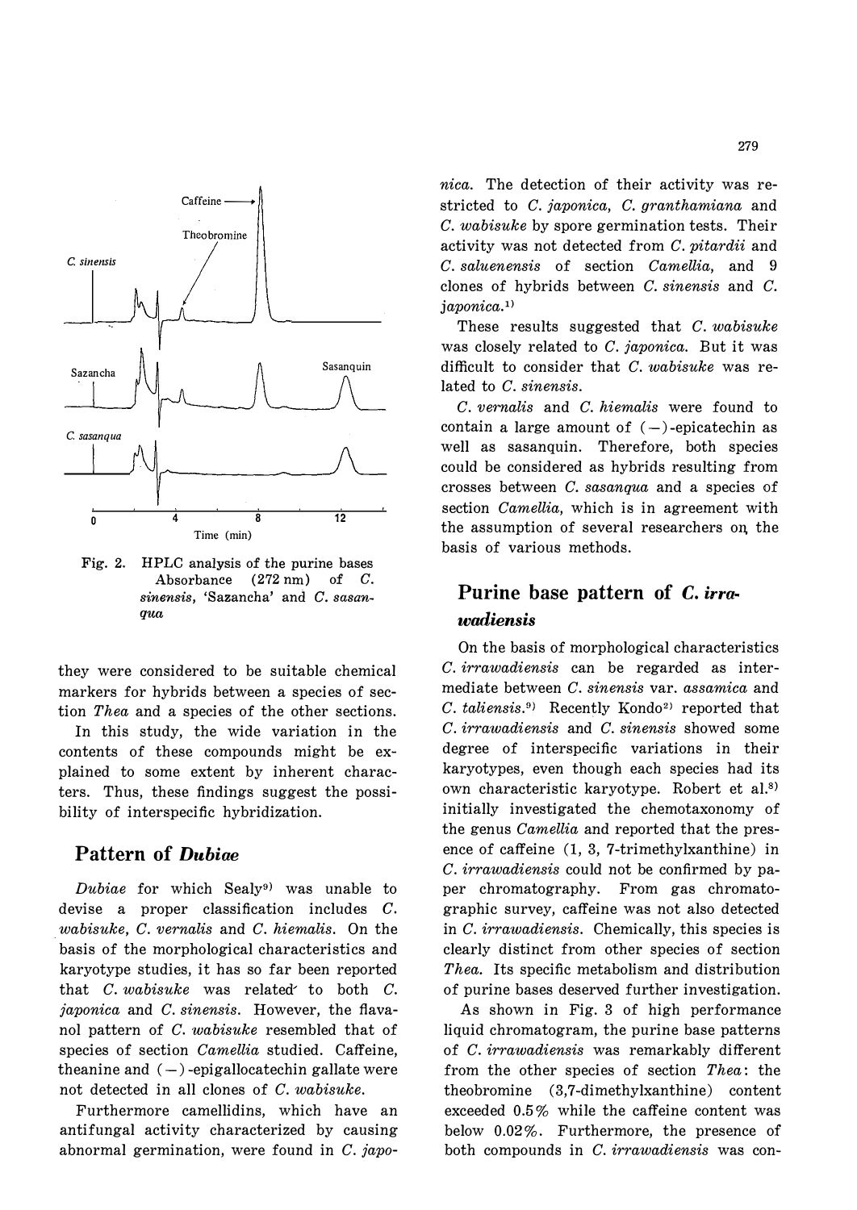Fig. 2. HPLC analysis of the purine bases Absorbance (272 nm) of *C. sinensis*, 'Sazancha' and *C. sasanqua*

they were considered to be suitable chemical markers for hybrids between a species of section *Thea* and a species of the other sections.

In this study, the wide variation in the contents of these compounds might be explained to some extent by inherent characters. Thus, these findings suggest the possibility of interspecific hybridization.

## Pattern of *Dubiae*

*Dubiae* for which Sealy[9] was unable to devise a proper classification includes *C. wabisuke*, *C. vernalis* and *C. hiemalis*. On the basis of the morphological characteristics and karyotype studies, it has so far been reported that *C. wabisuke* was related to both *C. japonica* and *C. sinensis*. However, the flavanol pattern of *C. wabisuke* resembled that of species of section *Camellia* studied. Caffeine, theanine and (−)-epigallocatechin gallate were not detected in all clones of *C. wabisuke*.

Furthermore camellidins, which have an antifungal activity characterized by causing abnormal germination, were found in *C. japonica*. The detection of their activity was restricted to *C. japonica*, *C. granthamiana* and *C. wabisuke* by spore germination tests. Their activity was not detected from *C. pitardii* and *C. saluenensis* of section *Camellia*, and 9 clones of hybrids between *C. sinensis* and *C. japonica*.[1]

These results suggested that *C. wabisuke* was closely related to *C. japonica*. But it was difficult to consider that *C. wabisuke* was related to *C. sinensis*.

*C. vernalis* and *C. hiemalis* were found to contain a large amount of (−)-epicatechin as well as sasanquin. Therefore, both species could be considered as hybrids resulting from crosses between *C. sasanqua* and a species of section *Camellia*, which is in agreement with the assumption of several researchers on the basis of various methods.

## Purine base pattern of *C. irrawadiensis*

On the basis of morphological characteristics *C. irrawadiensis* can be regarded as intermediate between *C. sinensis* var. *assamica* and *C. taliensis*.[9] Recently Kondo[2] reported that *C. irrawadiensis* and *C. sinensis* showed some degree of interspecific variations in their karyotypes, even though each species had its own characteristic karyotype. Robert et al.[8] initially investigated the chemotaxonomy of the genus *Camellia* and reported that the presence of caffeine (1, 3, 7-trimethylxanthine) in *C. irrawadiensis* could not be confirmed by paper chromatography. From gas chromatographic survey, caffeine was not also detected in *C. irrawadiensis*. Chemically, this species is clearly distinct from other species of section *Thea*. Its specific metabolism and distribution of purine bases deserved further investigation.

As shown in Fig. 3 of high performance liquid chromatogram, the purine base patterns of *C. irrawadiensis* was remarkably different from the other species of section *Thea*: the theobromine (3,7-dimethylxanthine) content exceeded 0.5% while the caffeine content was below 0.02%. Furthermore, the presence of both compounds in *C. irrawadiensis* was con-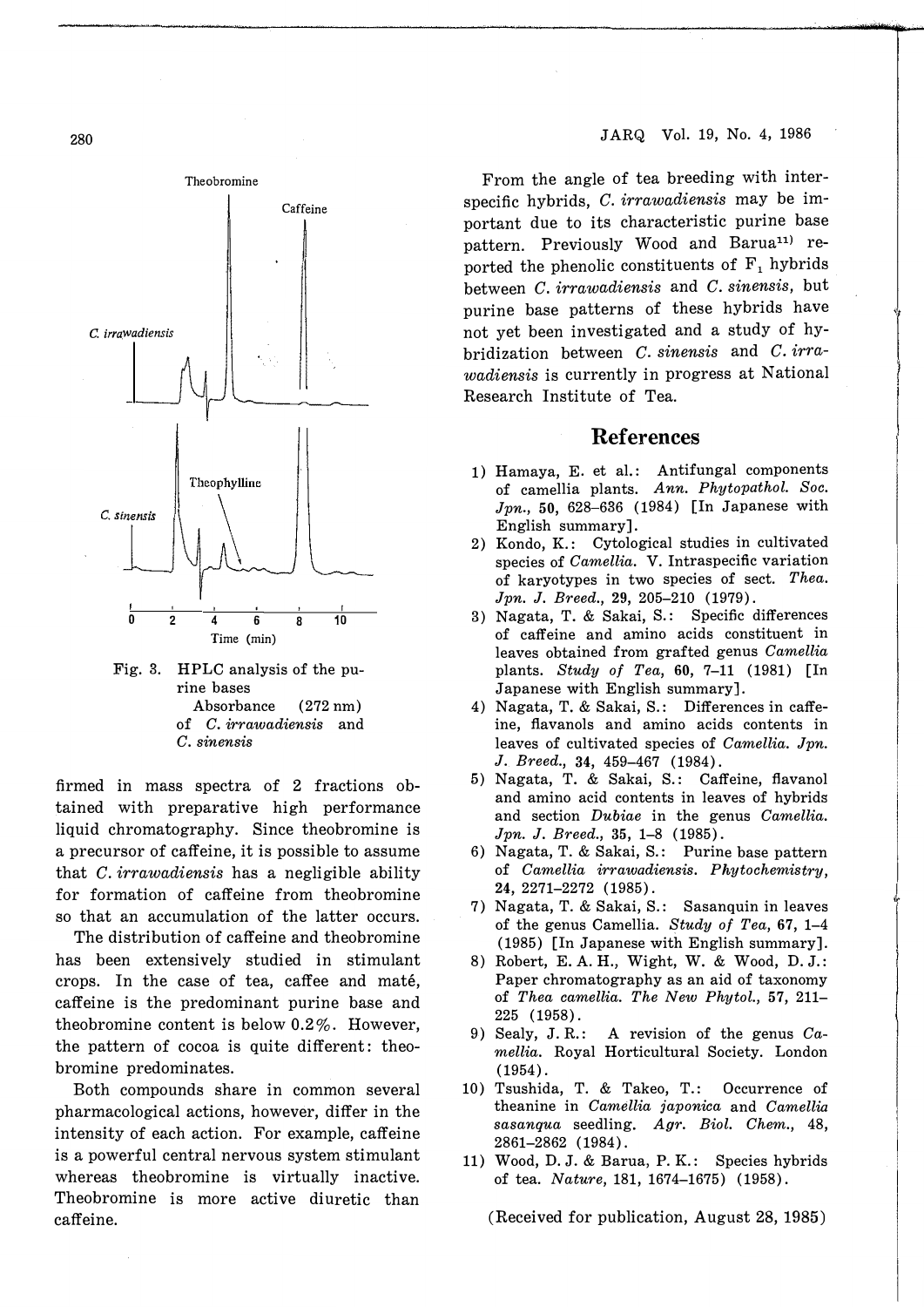Theobromine

Caffeine

C. irrawadiensis

Theophylline

C. sinensis

0 2 4 6 8 10

Time (min)

Fig. 3. HPLC analysis of the purine bases Absorbance (272 nm) of *C. irrawadiensis* and *C. sinensis*

firmed in mass spectra of 2 fractions obtained with preparative high performance liquid chromatography. Since theobromine is a precursor of caffeine, it is possible to assume that *C. irrawadiensis* has a negligible ability for formation of caffeine from theobromine so that an accumulation of the latter occurs.

The distribution of caffeine and theobromine has been extensively studied in stimulant crops. In the case of tea, caffee and maté, caffeine is the predominant purine base and theobromine content is below 0.2%. However, the pattern of cocoa is quite different: theobromine predominates.

Both compounds share in common several pharmacological actions, however, differ in the intensity of each action. For example, caffeine is a powerful central nervous system stimulant whereas theobromine is virtually inactive. Theobromine is more active diuretic than caffeine.

From the angle of tea breeding with interspecific hybrids, *C. irrawadiensis* may be important due to its characteristic purine base pattern. Previously Wood and Barua[11] reported the phenolic constituents of $F_1$ hybrids between *C. irrawadiensis* and *C. sinensis*, but purine base patterns of these hybrids have not yet been investigated and a study of hybridization between *C. sinensis* and *C. irrawadiensis* is currently in progress at National Research Institute of Tea.

## References

1) Hamaya, E. et al.: Antifungal components of camellia plants. *Ann. Phytopathol. Soc. Jpn.*, **50**, 628–636 (1984) [In Japanese with English summary].
2) Kondo, K.: Cytological studies in cultivated species of *Camellia*. V. Intraspecific variation of karyotypes in two species of sect. *Thea. Jpn. J. Breed.*, **29**, 205–210 (1979).
3) Nagata, T. & Sakai, S.: Specific differences of caffeine and amino acids constituent in leaves obtained from grafted genus *Camellia* plants. *Study of Tea*, **60**, 7–11 (1981) [In Japanese with English summary].
4) Nagata, T. & Sakai, S.: Differences in caffeine, flavanols and amino acids contents in leaves of cultivated species of *Camellia*. *Jpn. J. Breed.*, **34**, 459–467 (1984).
5) Nagata, T. & Sakai, S.: Caffeine, flavanol and amino acid contents in leaves of hybrids and section *Dubiae* in the genus *Camellia*. *Jpn. J. Breed.*, **35**, 1–8 (1985).
6) Nagata, T. & Sakai, S.: Purine base pattern of *Camellia irrawadiensis*. *Phytochemistry*, **24**, 2271–2272 (1985).
7) Nagata, T. & Sakai, S.: Sasanquin in leaves of the genus Camellia. *Study of Tea*, **67**, 1–4 (1985) [In Japanese with English summary].
8) Robert, E. A. H., Wight, W. & Wood, D. J.: Paper chromatography as an aid of taxonomy of *Thea camellia*. *The New Phytol.*, **57**, 211–225 (1958).
9) Sealy, J. R.: A revision of the genus *Camellia*. Royal Horticultural Society. London (1954).
10) Tsushida, T. & Takeo, T.: Occurrence of theanine in *Camellia japonica* and *Camellia sasanqua* seedling. *Agr. Biol. Chem.*, 48, 2861–2862 (1984).
11) Wood, D. J. & Barua, P. K.: Species hybrids of tea. *Nature*, 181, 1674–1675) (1958).

(Received for publication, August 28, 1985)